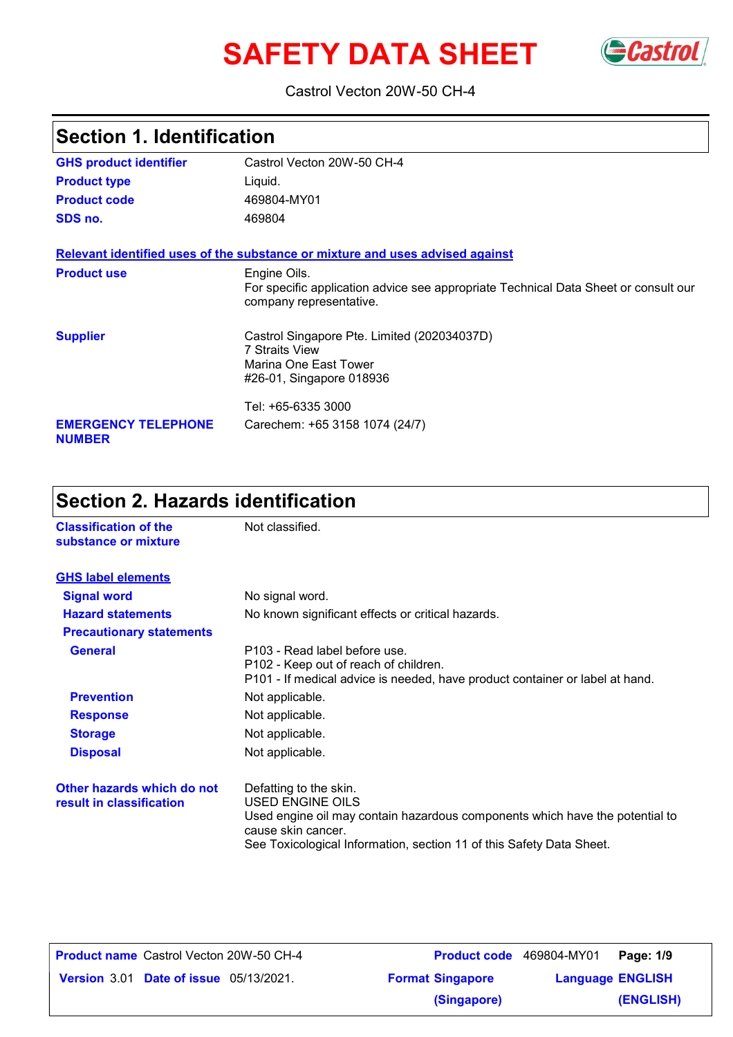# SAFETY DATA SHEET

Castrol Vecton 20W-50 CH-4

## Section 1. Identification

| | |
|---|---|
| **GHS product identifier** | Castrol Vecton 20W-50 CH-4 |
| **Product type** | Liquid. |
| **Product code** | 469804-MY01 |
| **SDS no.** | 469804 |

**Relevant identified uses of the substance or mixture and uses advised against**

| | |
|---|---|
| **Product use** | Engine Oils. For specific application advice see appropriate Technical Data Sheet or consult our company representative. |
| **Supplier** | Castrol Singapore Pte. Limited (202034037D) 7 Straits View Marina One East Tower #26-01, Singapore 018936 Tel: +65-6335 3000 |
| **EMERGENCY TELEPHONE NUMBER** | Carechem: +65 3158 1074 (24/7) |

## Section 2. Hazards identification

| | |
|---|---|
| **Classification of the substance or mixture** | Not classified. |

**GHS label elements**

| | |
|---|---|
| **Signal word** | No signal word. |
| **Hazard statements** | No known significant effects or critical hazards. |
| **Precautionary statements** | |
| **General** | P103 - Read label before use.<br>P102 - Keep out of reach of children.<br>P101 - If medical advice is needed, have product container or label at hand. |
| **Prevention** | Not applicable. |
| **Response** | Not applicable. |
| **Storage** | Not applicable. |
| **Disposal** | Not applicable. |

| | |
|---|---|
| **Other hazards which do not result in classification** | Defatting to the skin.<br>USED ENGINE OILS<br>Used engine oil may contain hazardous components which have the potential to cause skin cancer.<br>See Toxicological Information, section 11 of this Safety Data Sheet. |

**Product name** Castrol Vecton 20W-50 CH-4 | **Product code** 469804-MY01
**Version** 3.01 **Date of issue** 05/13/2021. | **Format** Singapore (Singapore) | **Language** ENGLISH (ENGLISH)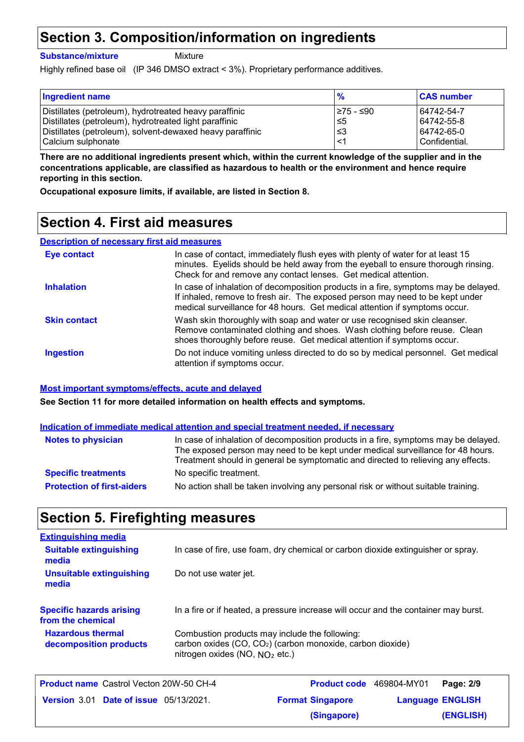# Section 3. Composition/information on ingredients

**Substance/mixture** Mixture

Highly refined base oil (IP 346 DMSO extract < 3%). Proprietary performance additives.

| Ingredient name | % | CAS number |
|---|---|---|
| Distillates (petroleum), hydrotreated heavy paraffinic | ≥75 - ≤90 | 64742-54-7 |
| Distillates (petroleum), hydrotreated light paraffinic | ≤5 | 64742-55-8 |
| Distillates (petroleum), solvent-dewaxed heavy paraffinic | ≤3 | 64742-65-0 |
| Calcium sulphonate | <1 | Confidential. |

**There are no additional ingredients present which, within the current knowledge of the supplier and in the concentrations applicable, are classified as hazardous to health or the environment and hence require reporting in this section.**

**Occupational exposure limits, if available, are listed in Section 8.**

# Section 4. First aid measures

## Description of necessary first aid measures

**Eye contact**
In case of contact, immediately flush eyes with plenty of water for at least 15 minutes. Eyelids should be held away from the eyeball to ensure thorough rinsing. Check for and remove any contact lenses. Get medical attention.

**Inhalation**
In case of inhalation of decomposition products in a fire, symptoms may be delayed. If inhaled, remove to fresh air. The exposed person may need to be kept under medical surveillance for 48 hours. Get medical attention if symptoms occur.

**Skin contact**
Wash skin thoroughly with soap and water or use recognised skin cleanser. Remove contaminated clothing and shoes. Wash clothing before reuse. Clean shoes thoroughly before reuse. Get medical attention if symptoms occur.

**Ingestion**
Do not induce vomiting unless directed to do so by medical personnel. Get medical attention if symptoms occur.

## Most important symptoms/effects, acute and delayed

**See Section 11 for more detailed information on health effects and symptoms.**

## Indication of immediate medical attention and special treatment needed, if necessary

**Notes to physician**
In case of inhalation of decomposition products in a fire, symptoms may be delayed. The exposed person may need to be kept under medical surveillance for 48 hours. Treatment should in general be symptomatic and directed to relieving any effects.

**Specific treatments**
No specific treatment.

**Protection of first-aiders**
No action shall be taken involving any personal risk or without suitable training.

# Section 5. Firefighting measures

## Extinguishing media

**Suitable extinguishing media**
In case of fire, use foam, dry chemical or carbon dioxide extinguisher or spray.

**Unsuitable extinguishing media**
Do not use water jet.

**Specific hazards arising from the chemical**
In a fire or if heated, a pressure increase will occur and the container may burst.

**Hazardous thermal decomposition products**
Combustion products may include the following:
carbon oxides ($CO$, $CO_2$) (carbon monoxide, carbon dioxide)
nitrogen oxides ($NO$, $NO_2$ etc.)

| | | |
|---|---|---|
| **Product name** Castrol Vecton 20W-50 CH-4 | **Product code** 469804-MY01 | |
| **Version** 3.01 **Date of issue** 05/13/2021. | **Format** Singapore (Singapore) | **Language** ENGLISH (ENGLISH) |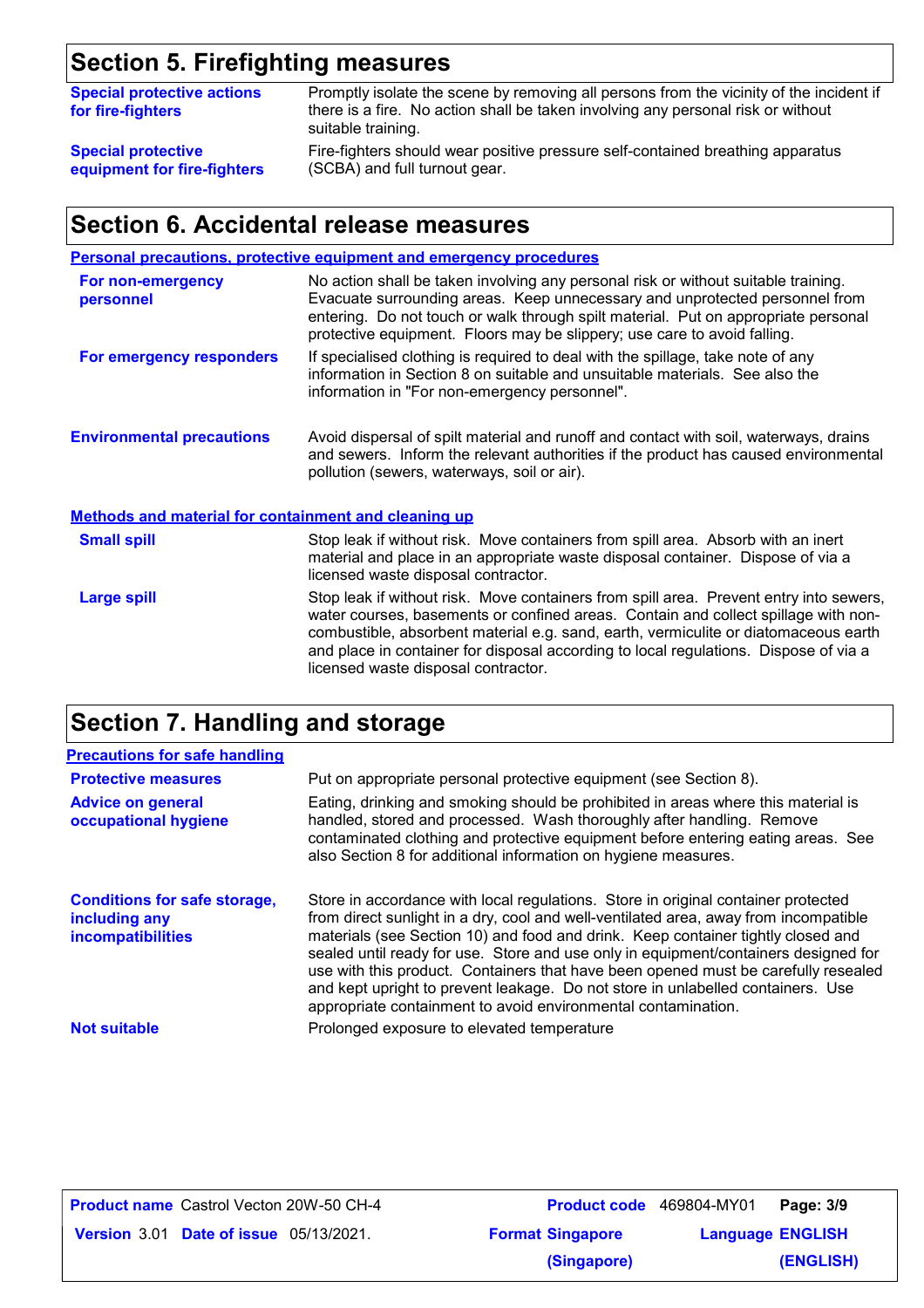## Section 5. Firefighting measures

| | |
|---|---|
| **Special protective actions for fire-fighters** | Promptly isolate the scene by removing all persons from the vicinity of the incident if there is a fire. No action shall be taken involving any personal risk or without suitable training. |
| **Special protective equipment for fire-fighters** | Fire-fighters should wear positive pressure self-contained breathing apparatus (SCBA) and full turnout gear. |

## Section 6. Accidental release measures

### Personal precautions, protective equipment and emergency procedures

| | |
|---|---|
| **For non-emergency personnel** | No action shall be taken involving any personal risk or without suitable training. Evacuate surrounding areas. Keep unnecessary and unprotected personnel from entering. Do not touch or walk through spilt material. Put on appropriate personal protective equipment. Floors may be slippery; use care to avoid falling. |
| **For emergency responders** | If specialised clothing is required to deal with the spillage, take note of any information in Section 8 on suitable and unsuitable materials. See also the information in "For non-emergency personnel". |
| **Environmental precautions** | Avoid dispersal of spilt material and runoff and contact with soil, waterways, drains and sewers. Inform the relevant authorities if the product has caused environmental pollution (sewers, waterways, soil or air). |

### Methods and material for containment and cleaning up

| | |
|---|---|
| **Small spill** | Stop leak if without risk. Move containers from spill area. Absorb with an inert material and place in an appropriate waste disposal container. Dispose of via a licensed waste disposal contractor. |
| **Large spill** | Stop leak if without risk. Move containers from spill area. Prevent entry into sewers, water courses, basements or confined areas. Contain and collect spillage with non-combustible, absorbent material e.g. sand, earth, vermiculite or diatomaceous earth and place in container for disposal according to local regulations. Dispose of via a licensed waste disposal contractor. |

## Section 7. Handling and storage

### Precautions for safe handling

| | |
|---|---|
| **Protective measures** | Put on appropriate personal protective equipment (see Section 8). |
| **Advice on general occupational hygiene** | Eating, drinking and smoking should be prohibited in areas where this material is handled, stored and processed. Wash thoroughly after handling. Remove contaminated clothing and protective equipment before entering eating areas. See also Section 8 for additional information on hygiene measures. |
| **Conditions for safe storage, including any incompatibilities** | Store in accordance with local regulations. Store in original container protected from direct sunlight in a dry, cool and well-ventilated area, away from incompatible materials (see Section 10) and food and drink. Keep container tightly closed and sealed until ready for use. Store and use only in equipment/containers designed for use with this product. Containers that have been opened must be carefully resealed and kept upright to prevent leakage. Do not store in unlabelled containers. Use appropriate containment to avoid environmental contamination. |
| **Not suitable** | Prolonged exposure to elevated temperature |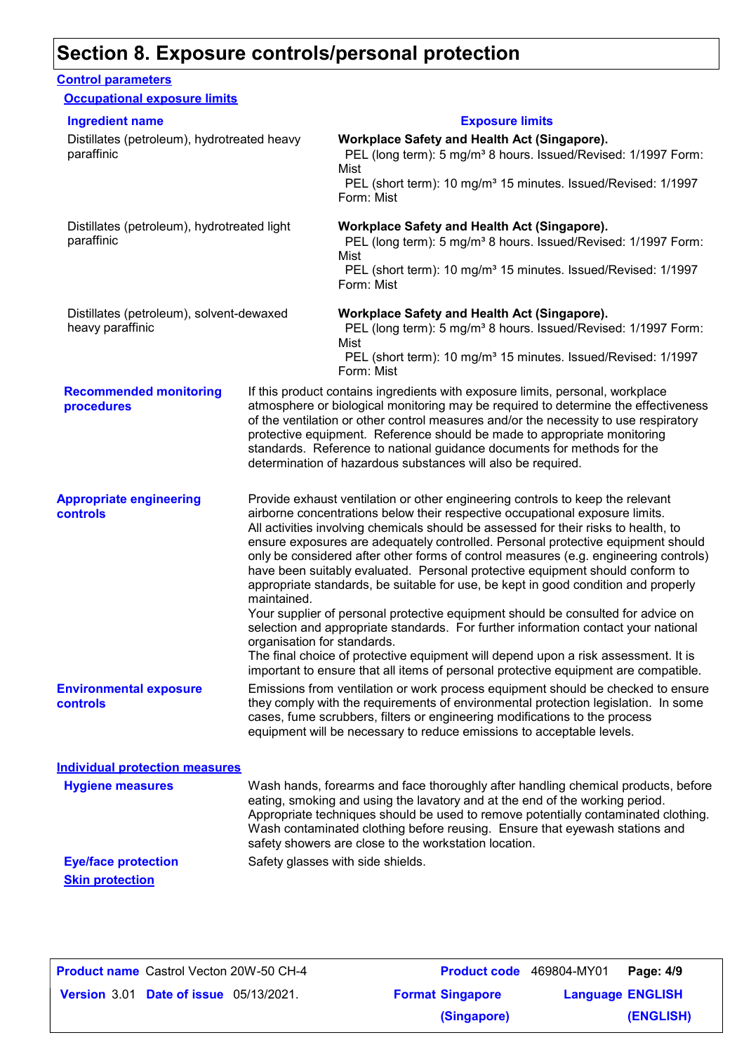# Section 8. Exposure controls/personal protection

## Control parameters

### Occupational exposure limits

| Ingredient name | Exposure limits |
| --- | --- |
| Distillates (petroleum), hydrotreated heavy paraffinic | **Workplace Safety and Health Act (Singapore).**<br>PEL (long term): 5 mg/m³ 8 hours. Issued/Revised: 1/1997 Form: Mist<br>PEL (short term): 10 mg/m³ 15 minutes. Issued/Revised: 1/1997 Form: Mist |
| Distillates (petroleum), hydrotreated light paraffinic | **Workplace Safety and Health Act (Singapore).**<br>PEL (long term): 5 mg/m³ 8 hours. Issued/Revised: 1/1997 Form: Mist<br>PEL (short term): 10 mg/m³ 15 minutes. Issued/Revised: 1/1997 Form: Mist |
| Distillates (petroleum), solvent-dewaxed heavy paraffinic | **Workplace Safety and Health Act (Singapore).**<br>PEL (long term): 5 mg/m³ 8 hours. Issued/Revised: 1/1997 Form: Mist<br>PEL (short term): 10 mg/m³ 15 minutes. Issued/Revised: 1/1997 Form: Mist |

**Recommended monitoring procedures**

If this product contains ingredients with exposure limits, personal, workplace atmosphere or biological monitoring may be required to determine the effectiveness of the ventilation or other control measures and/or the necessity to use respiratory protective equipment. Reference should be made to appropriate monitoring standards. Reference to national guidance documents for methods for the determination of hazardous substances will also be required.

**Appropriate engineering controls**

Provide exhaust ventilation or other engineering controls to keep the relevant airborne concentrations below their respective occupational exposure limits.
All activities involving chemicals should be assessed for their risks to health, to ensure exposures are adequately controlled. Personal protective equipment should only be considered after other forms of control measures (e.g. engineering controls) have been suitably evaluated. Personal protective equipment should conform to appropriate standards, be suitable for use, be kept in good condition and properly maintained.
Your supplier of personal protective equipment should be consulted for advice on selection and appropriate standards. For further information contact your national organisation for standards.
The final choice of protective equipment will depend upon a risk assessment. It is important to ensure that all items of personal protective equipment are compatible.

**Environmental exposure controls**

Emissions from ventilation or work process equipment should be checked to ensure they comply with the requirements of environmental protection legislation. In some cases, fume scrubbers, filters or engineering modifications to the process equipment will be necessary to reduce emissions to acceptable levels.

## Individual protection measures

**Hygiene measures**

Wash hands, forearms and face thoroughly after handling chemical products, before eating, smoking and using the lavatory and at the end of the working period. Appropriate techniques should be used to remove potentially contaminated clothing. Wash contaminated clothing before reusing. Ensure that eyewash stations and safety showers are close to the workstation location.

**Eye/face protection**

Safety glasses with side shields.

**Skin protection**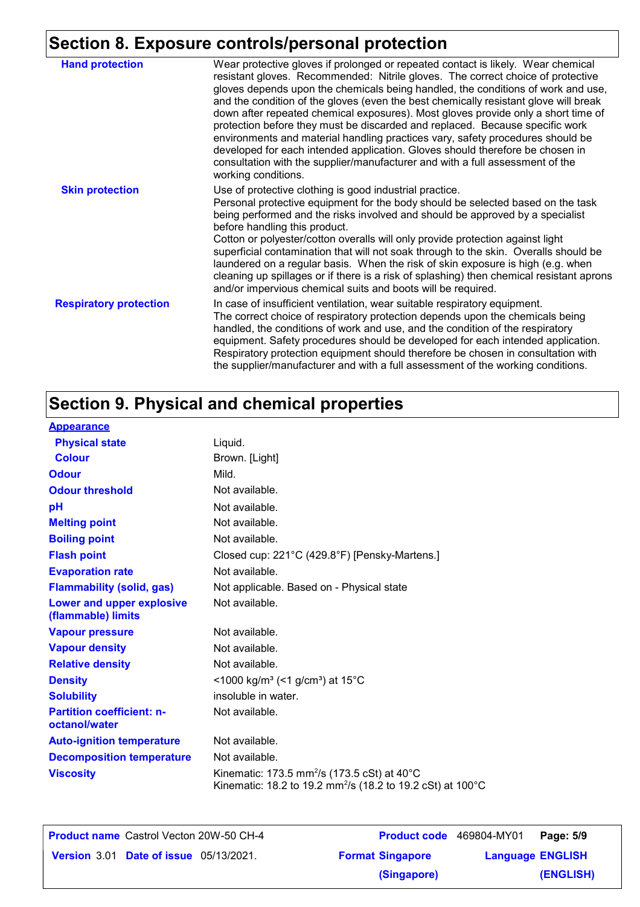## Section 8. Exposure controls/personal protection

| | |
|---|---|
| **Hand protection** | Wear protective gloves if prolonged or repeated contact is likely. Wear chemical resistant gloves. Recommended: Nitrile gloves. The correct choice of protective gloves depends upon the chemicals being handled, the conditions of work and use, and the condition of the gloves (even the best chemically resistant glove will break down after repeated chemical exposures). Most gloves provide only a short time of protection before they must be discarded and replaced. Because specific work environments and material handling practices vary, safety procedures should be developed for each intended application. Gloves should therefore be chosen in consultation with the supplier/manufacturer and with a full assessment of the working conditions. |
| **Skin protection** | Use of protective clothing is good industrial practice. Personal protective equipment for the body should be selected based on the task being performed and the risks involved and should be approved by a specialist before handling this product. Cotton or polyester/cotton overalls will only provide protection against light superficial contamination that will not soak through to the skin. Overalls should be laundered on a regular basis. When the risk of skin exposure is high (e.g. when cleaning up spillages or if there is a risk of splashing) then chemical resistant aprons and/or impervious chemical suits and boots will be required. |
| **Respiratory protection** | In case of insufficient ventilation, wear suitable respiratory equipment. The correct choice of respiratory protection depends upon the chemicals being handled, the conditions of work and use, and the condition of the respiratory equipment. Safety procedures should be developed for each intended application. Respiratory protection equipment should therefore be chosen in consultation with the supplier/manufacturer and with a full assessment of the working conditions. |

## Section 9. Physical and chemical properties

| | |
|---|---|
| **Appearance** | |
| **Physical state** | Liquid. |
| **Colour** | Brown. [Light] |
| **Odour** | Mild. |
| **Odour threshold** | Not available. |
| **pH** | Not available. |
| **Melting point** | Not available. |
| **Boiling point** | Not available. |
| **Flash point** | Closed cup: 221°C (429.8°F) [Pensky-Martens.] |
| **Evaporation rate** | Not available. |
| **Flammability (solid, gas)** | Not applicable. Based on - Physical state |
| **Lower and upper explosive (flammable) limits** | Not available. |
| **Vapour pressure** | Not available. |
| **Vapour density** | Not available. |
| **Relative density** | Not available. |
| **Density** | <1000 kg/m³ (<1 g/cm³) at 15°C |
| **Solubility** | insoluble in water. |
| **Partition coefficient: n-octanol/water** | Not available. |
| **Auto-ignition temperature** | Not available. |
| **Decomposition temperature** | Not available. |
| **Viscosity** | Kinematic: 173.5 $mm^2/s$ (173.5 cSt) at 40°C<br>Kinematic: 18.2 to 19.2 $mm^2/s$ (18.2 to 19.2 cSt) at 100°C |

| | | | |
|---|---|---|---|
| **Product name** Castrol Vecton 20W-50 CH-4 | | **Product code** 469804-MY01 | |
| **Version** 3.01 | **Date of issue** 05/13/2021. | **Format** Singapore (Singapore) | **Language** ENGLISH (ENGLISH) |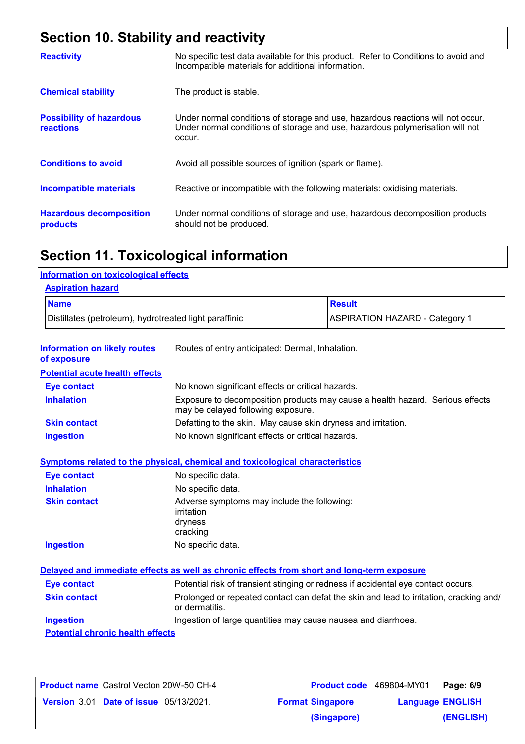## Section 10. Stability and reactivity

| | |
|---|---|
| **Reactivity** | No specific test data available for this product. Refer to Conditions to avoid and Incompatible materials for additional information. |
| **Chemical stability** | The product is stable. |
| **Possibility of hazardous reactions** | Under normal conditions of storage and use, hazardous reactions will not occur. Under normal conditions of storage and use, hazardous polymerisation will not occur. |
| **Conditions to avoid** | Avoid all possible sources of ignition (spark or flame). |
| **Incompatible materials** | Reactive or incompatible with the following materials: oxidising materials. |
| **Hazardous decomposition products** | Under normal conditions of storage and use, hazardous decomposition products should not be produced. |

## Section 11. Toxicological information

### Information on toxicological effects

#### Aspiration hazard

| Name | Result |
|---|---|
| Distillates (petroleum), hydrotreated light paraffinic | ASPIRATION HAZARD - Category 1 |

**Information on likely routes of exposure**: Routes of entry anticipated: Dermal, Inhalation.

#### Potential acute health effects

| | |
|---|---|
| **Eye contact** | No known significant effects or critical hazards. |
| **Inhalation** | Exposure to decomposition products may cause a health hazard. Serious effects may be delayed following exposure. |
| **Skin contact** | Defatting to the skin. May cause skin dryness and irritation. |
| **Ingestion** | No known significant effects or critical hazards. |

#### Symptoms related to the physical, chemical and toxicological characteristics

| | |
|---|---|
| **Eye contact** | No specific data. |
| **Inhalation** | No specific data. |
| **Skin contact** | Adverse symptoms may include the following: irritation dryness cracking |
| **Ingestion** | No specific data. |

#### Delayed and immediate effects as well as chronic effects from short and long-term exposure

| | |
|---|---|
| **Eye contact** | Potential risk of transient stinging or redness if accidental eye contact occurs. |
| **Skin contact** | Prolonged or repeated contact can defat the skin and lead to irritation, cracking and/ or dermatitis. |
| **Ingestion** | Ingestion of large quantities may cause nausea and diarrhoea. |

#### Potential chronic health effects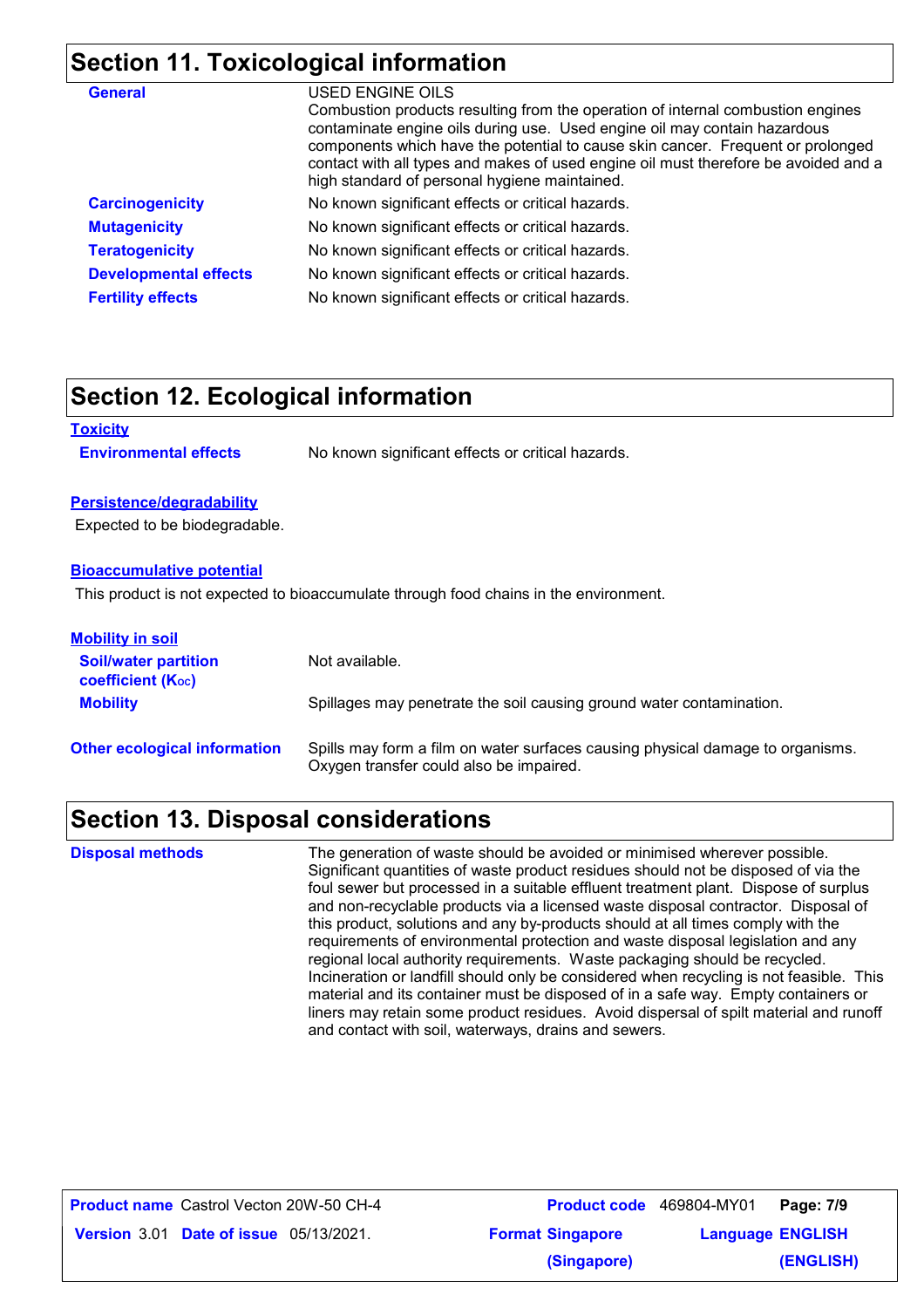## Section 11. Toxicological information

| | |
|---|---|
| **General** | USED ENGINE OILS<br>Combustion products resulting from the operation of internal combustion engines contaminate engine oils during use. Used engine oil may contain hazardous components which have the potential to cause skin cancer. Frequent or prolonged contact with all types and makes of used engine oil must therefore be avoided and a high standard of personal hygiene maintained. |
| **Carcinogenicity** | No known significant effects or critical hazards. |
| **Mutagenicity** | No known significant effects or critical hazards. |
| **Teratogenicity** | No known significant effects or critical hazards. |
| **Developmental effects** | No known significant effects or critical hazards. |
| **Fertility effects** | No known significant effects or critical hazards. |

## Section 12. Ecological information

**Toxicity**

| | |
|---|---|
| **Environmental effects** | No known significant effects or critical hazards. |

**Persistence/degradability**

Expected to be biodegradable.

**Bioaccumulative potential**

This product is not expected to bioaccumulate through food chains in the environment.

**Mobility in soil**

| | |
|---|---|
| **Soil/water partition coefficient ($K_{OC}$)** | Not available. |
| **Mobility** | Spillages may penetrate the soil causing ground water contamination. |

| | |
|---|---|
| **Other ecological information** | Spills may form a film on water surfaces causing physical damage to organisms. Oxygen transfer could also be impaired. |

## Section 13. Disposal considerations

| | |
|---|---|
| **Disposal methods** | The generation of waste should be avoided or minimised wherever possible. Significant quantities of waste product residues should not be disposed of via the foul sewer but processed in a suitable effluent treatment plant. Dispose of surplus and non-recyclable products via a licensed waste disposal contractor. Disposal of this product, solutions and any by-products should at all times comply with the requirements of environmental protection and waste disposal legislation and any regional local authority requirements. Waste packaging should be recycled. Incineration or landfill should only be considered when recycling is not feasible. This material and its container must be disposed of in a safe way. Empty containers or liners may retain some product residues. Avoid dispersal of spilt material and runoff and contact with soil, waterways, drains and sewers. |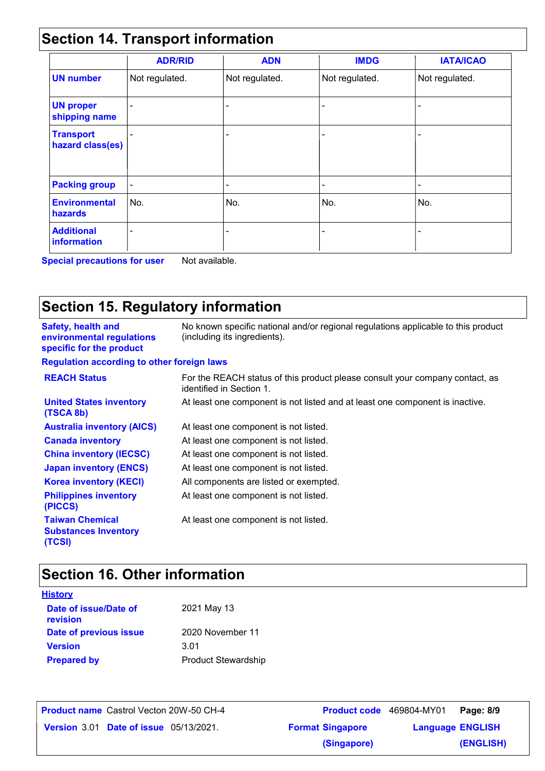## Section 14. Transport information

| | ADR/RID | ADN | IMDG | IATA/ICAO |
|---|---|---|---|---|
| **UN number** | Not regulated. | Not regulated. | Not regulated. | Not regulated. |
| **UN proper shipping name** | - | - | - | - |
| **Transport hazard class(es)** | - | - | - | - |
| **Packing group** | - | - | - | - |
| **Environmental hazards** | No. | No. | No. | No. |
| **Additional information** | - | - | - | - |

**Special precautions for user** Not available.

## Section 15. Regulatory information

**Safety, health and environmental regulations specific for the product** No known specific national and/or regional regulations applicable to this product (including its ingredients).

**Regulation according to other foreign laws**

| | |
|---|---|
| **REACH Status** | For the REACH status of this product please consult your company contact, as identified in Section 1. |
| **United States inventory (TSCA 8b)** | At least one component is not listed and at least one component is inactive. |
| **Australia inventory (AICS)** | At least one component is not listed. |
| **Canada inventory** | At least one component is not listed. |
| **China inventory (IECSC)** | At least one component is not listed. |
| **Japan inventory (ENCS)** | At least one component is not listed. |
| **Korea inventory (KECI)** | All components are listed or exempted. |
| **Philippines inventory (PICCS)** | At least one component is not listed. |
| **Taiwan Chemical Substances Inventory (TCSI)** | At least one component is not listed. |

## Section 16. Other information

**History**

| | |
|---|---|
| **Date of issue/Date of revision** | 2021 May 13 |
| **Date of previous issue** | 2020 November 11 |
| **Version** | 3.01 |
| **Prepared by** | Product Stewardship |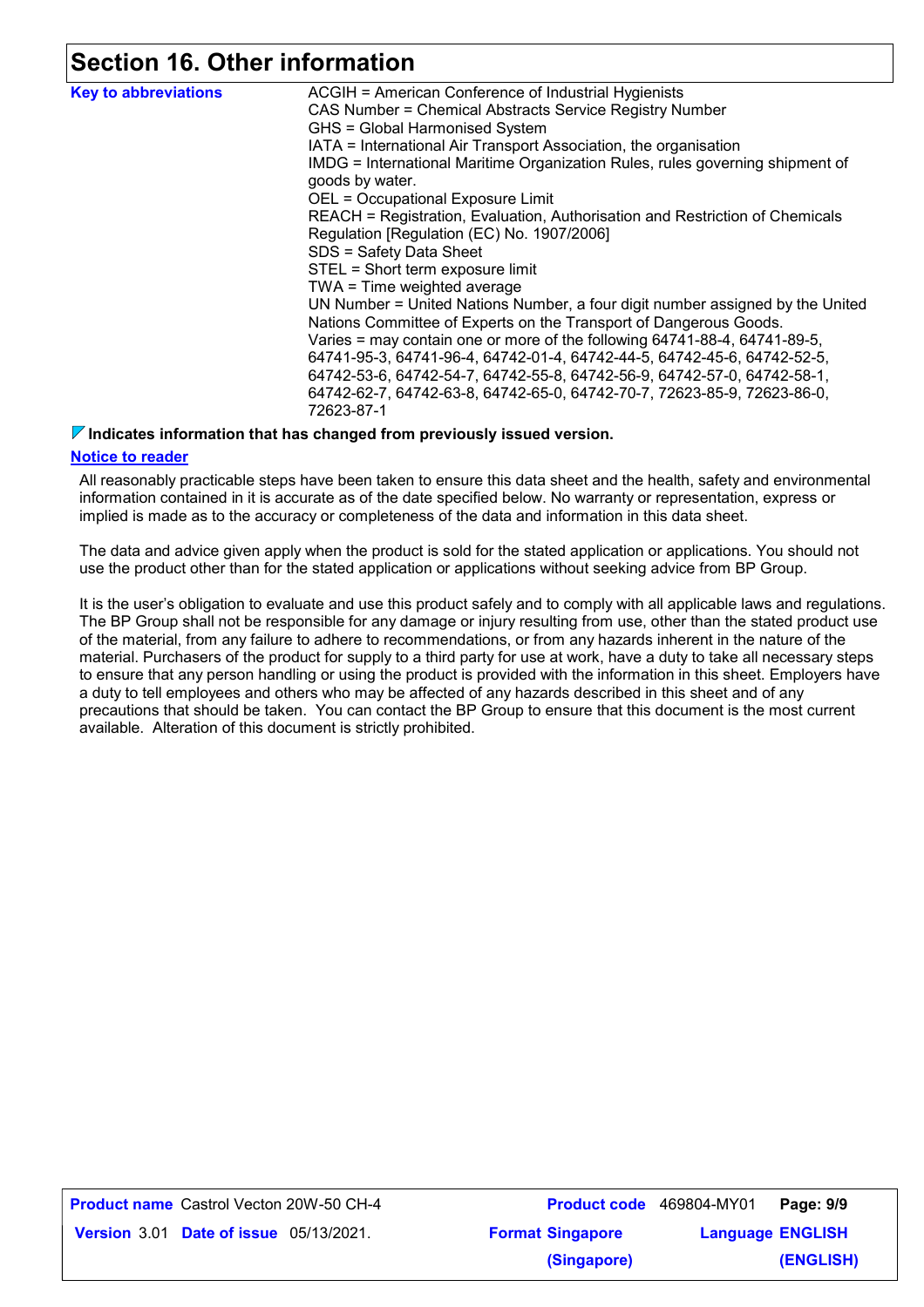## Section 16. Other information

**Key to abbreviations**

ACGIH = American Conference of Industrial Hygienists
CAS Number = Chemical Abstracts Service Registry Number
GHS = Global Harmonised System
IATA = International Air Transport Association, the organisation
IMDG = International Maritime Organization Rules, rules governing shipment of goods by water.
OEL = Occupational Exposure Limit
REACH = Registration, Evaluation, Authorisation and Restriction of Chemicals Regulation [Regulation (EC) No. 1907/2006]
SDS = Safety Data Sheet
STEL = Short term exposure limit
TWA = Time weighted average
UN Number = United Nations Number, a four digit number assigned by the United Nations Committee of Experts on the Transport of Dangerous Goods.
Varies = may contain one or more of the following 64741-88-4, 64741-89-5, 64741-95-3, 64741-96-4, 64742-01-4, 64742-44-5, 64742-45-6, 64742-52-5, 64742-53-6, 64742-54-7, 64742-55-8, 64742-56-9, 64742-57-0, 64742-58-1, 64742-62-7, 64742-63-8, 64742-65-0, 64742-70-7, 72623-85-9, 72623-86-0, 72623-87-1

**Indicates information that has changed from previously issued version.**

**Notice to reader**

All reasonably practicable steps have been taken to ensure this data sheet and the health, safety and environmental information contained in it is accurate as of the date specified below. No warranty or representation, express or implied is made as to the accuracy or completeness of the data and information in this data sheet.

The data and advice given apply when the product is sold for the stated application or applications. You should not use the product other than for the stated application or applications without seeking advice from BP Group.

It is the user's obligation to evaluate and use this product safely and to comply with all applicable laws and regulations. The BP Group shall not be responsible for any damage or injury resulting from use, other than the stated product use of the material, from any failure to adhere to recommendations, or from any hazards inherent in the nature of the material. Purchasers of the product for supply to a third party for use at work, have a duty to take all necessary steps to ensure that any person handling or using the product is provided with the information in this sheet. Employers have a duty to tell employees and others who may be affected of any hazards described in this sheet and of any precautions that should be taken. You can contact the BP Group to ensure that this document is the most current available. Alteration of this document is strictly prohibited.